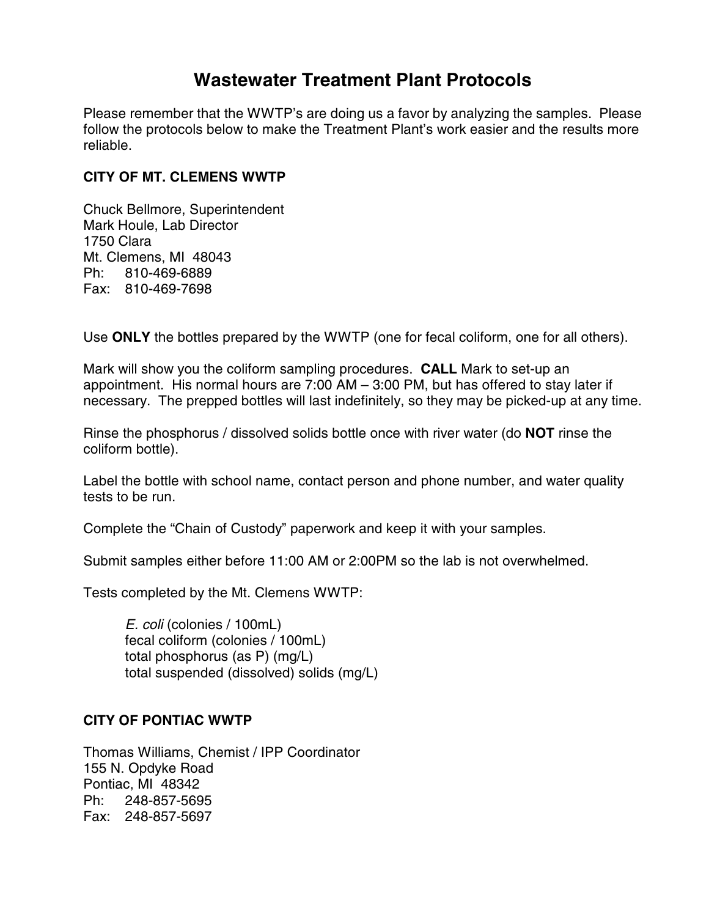# Wastewater Treatment Plant Protocols

Please remember that the WWTP's are doing us a favor by analyzing the samples. Please follow the protocols below to make the Treatment Plant's work easier and the results more reliable.

**CITY OF MT. CLEMENS WWTP**

Chuck Bellmore, Superintendent
Mark Houle, Lab Director
1750 Clara
Mt. Clemens, MI 48043
Ph: 810-469-6889
Fax: 810-469-7698

Use **ONLY** the bottles prepared by the WWTP (one for fecal coliform, one for all others).

Mark will show you the coliform sampling procedures. **CALL** Mark to set-up an appointment. His normal hours are 7:00 AM – 3:00 PM, but has offered to stay later if necessary. The prepped bottles will last indefinitely, so they may be picked-up at any time.

Rinse the phosphorus / dissolved solids bottle once with river water (do **NOT** rinse the coliform bottle).

Label the bottle with school name, contact person and phone number, and water quality tests to be run.

Complete the "Chain of Custody" paperwork and keep it with your samples.

Submit samples either before 11:00 AM or 2:00PM so the lab is not overwhelmed.

Tests completed by the Mt. Clemens WWTP:

*E. coli* (colonies / 100mL)
fecal coliform (colonies / 100mL)
total phosphorus (as P) (mg/L)
total suspended (dissolved) solids (mg/L)

**CITY OF PONTIAC WWTP**

Thomas Williams, Chemist / IPP Coordinator
155 N. Opdyke Road
Pontiac, MI 48342
Ph: 248-857-5695
Fax: 248-857-5697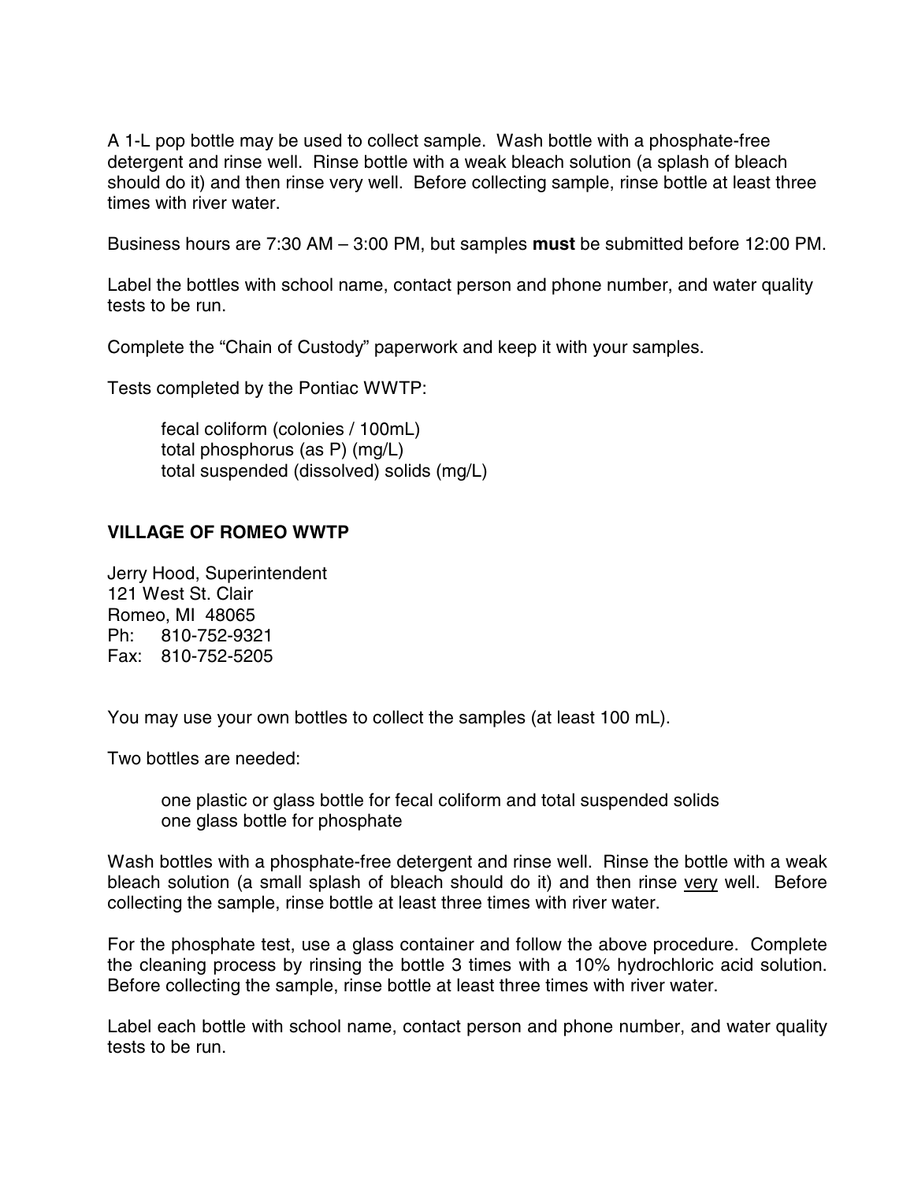A 1-L pop bottle may be used to collect sample. Wash bottle with a phosphate-free detergent and rinse well. Rinse bottle with a weak bleach solution (a splash of bleach should do it) and then rinse very well. Before collecting sample, rinse bottle at least three times with river water.

Business hours are 7:30 AM – 3:00 PM, but samples **must** be submitted before 12:00 PM.

Label the bottles with school name, contact person and phone number, and water quality tests to be run.

Complete the "Chain of Custody" paperwork and keep it with your samples.

Tests completed by the Pontiac WWTP:

> fecal coliform (colonies / 100mL)
> total phosphorus (as P) (mg/L)
> total suspended (dissolved) solids (mg/L)

### VILLAGE OF ROMEO WWTP

Jerry Hood, Superintendent
121 West St. Clair
Romeo, MI 48065
Ph: 810-752-9321
Fax: 810-752-5205

You may use your own bottles to collect the samples (at least 100 mL).

Two bottles are needed:

> one plastic or glass bottle for fecal coliform and total suspended solids
> one glass bottle for phosphate

Wash bottles with a phosphate-free detergent and rinse well. Rinse the bottle with a weak bleach solution (a small splash of bleach should do it) and then rinse <u>very</u> well. Before collecting the sample, rinse bottle at least three times with river water.

For the phosphate test, use a glass container and follow the above procedure. Complete the cleaning process by rinsing the bottle 3 times with a 10% hydrochloric acid solution. Before collecting the sample, rinse bottle at least three times with river water.

Label each bottle with school name, contact person and phone number, and water quality tests to be run.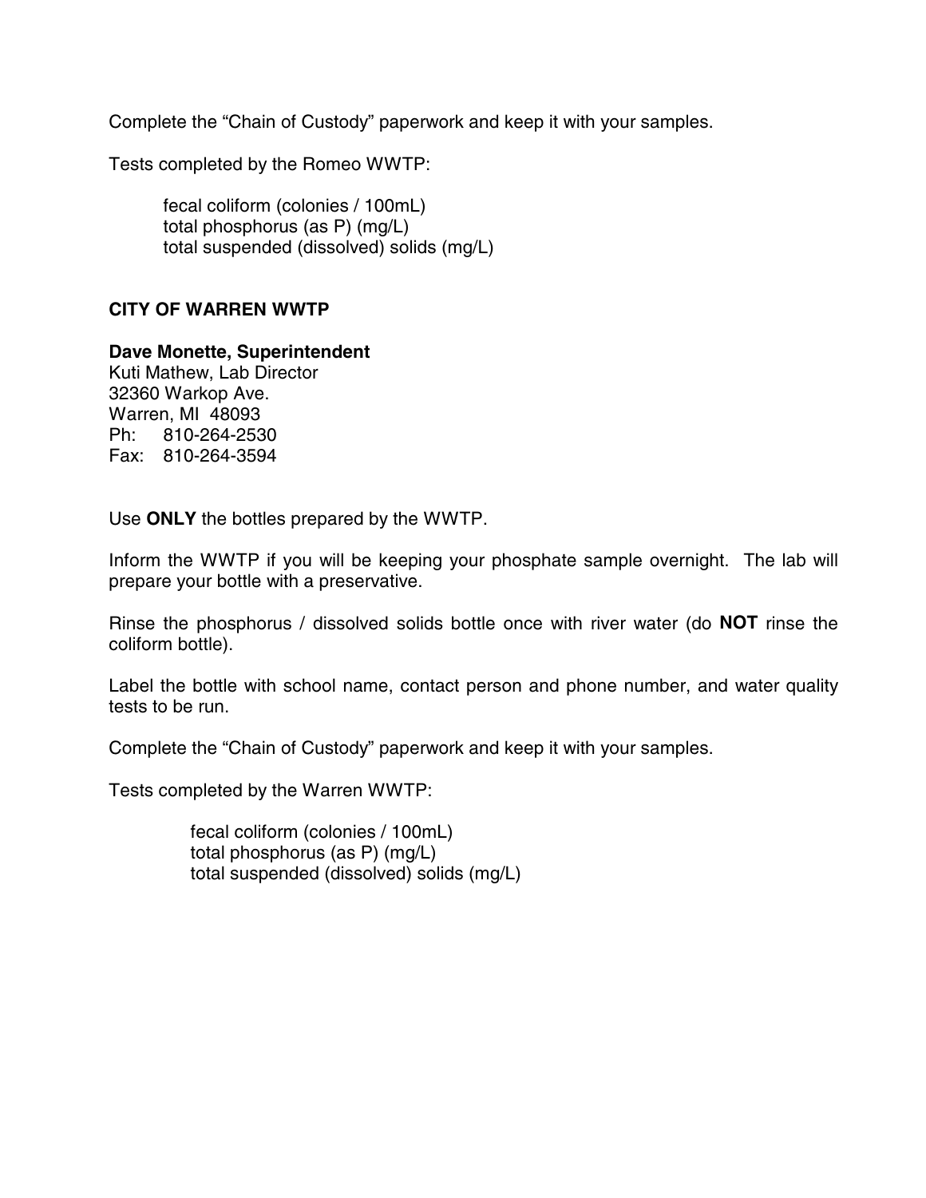Complete the "Chain of Custody" paperwork and keep it with your samples.

Tests completed by the Romeo WWTP:

- fecal coliform (colonies / 100mL)
- total phosphorus (as P) (mg/L)
- total suspended (dissolved) solids (mg/L)

**CITY OF WARREN WWTP**

**Dave Monette, Superintendent**
Kuti Mathew, Lab Director
32360 Warkop Ave.
Warren, MI 48093
Ph: 810-264-2530
Fax: 810-264-3594

Use **ONLY** the bottles prepared by the WWTP.

Inform the WWTP if you will be keeping your phosphate sample overnight. The lab will prepare your bottle with a preservative.

Rinse the phosphorus / dissolved solids bottle once with river water (do **NOT** rinse the coliform bottle).

Label the bottle with school name, contact person and phone number, and water quality tests to be run.

Complete the "Chain of Custody" paperwork and keep it with your samples.

Tests completed by the Warren WWTP:

- fecal coliform (colonies / 100mL)
- total phosphorus (as P) (mg/L)
- total suspended (dissolved) solids (mg/L)